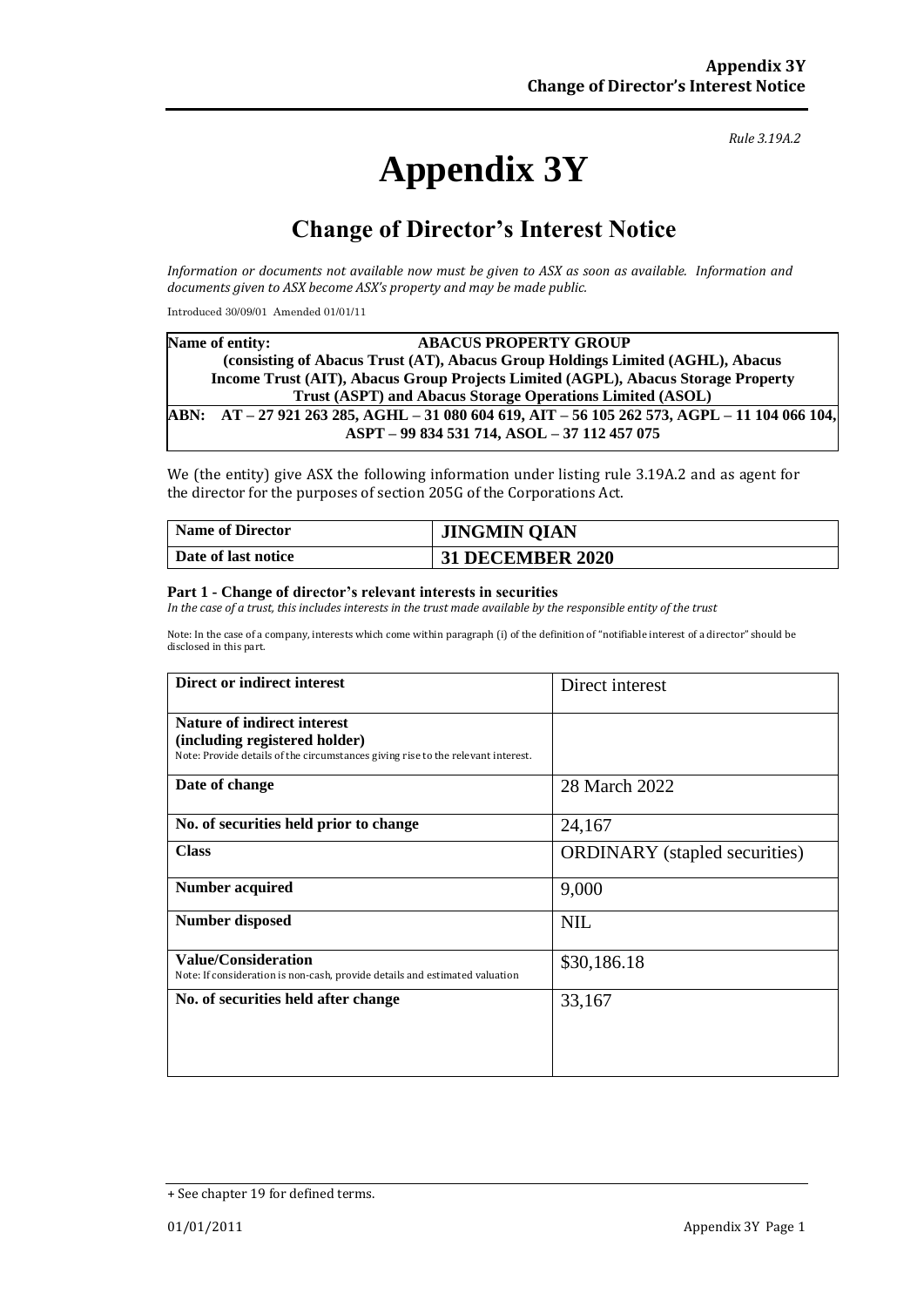*Rule 3.19A.2*

# Appendix 3Y

## Change of Director's Interest Notice

*Information or documents not available now must be given to ASX as soon as available. Information and documents given to ASX become ASX's property and may be made public.*

Introduced 30/09/01 Amended 01/01/11

| **Name of entity:** **ABACUS PROPERTY GROUP** (consisting of Abacus Trust (AT), Abacus Group Holdings Limited (AGHL), Abacus Income Trust (AIT), Abacus Group Projects Limited (AGPL), Abacus Storage Property Trust (ASPT) and Abacus Storage Operations Limited (ASOL) |
|---|
| **ABN: AT – 27 921 263 285, AGHL – 31 080 604 619, AIT – 56 105 262 573, AGPL – 11 104 066 104, ASPT – 99 834 531 714, ASOL – 37 112 457 075** |

We (the entity) give ASX the following information under listing rule 3.19A.2 and as agent for the director for the purposes of section 205G of the Corporations Act.

| **Name of Director** | **JINGMIN QIAN** |
|---|---|
| **Date of last notice** | **31 DECEMBER 2020** |

**Part 1 - Change of director's relevant interests in securities**
*In the case of a trust, this includes interests in the trust made available by the responsible entity of the trust*

Note: In the case of a company, interests which come within paragraph (i) of the definition of "notifiable interest of a director" should be disclosed in this part.

| **Direct or indirect interest** | Direct interest |
|---|---|
| **Nature of indirect interest (including registered holder)** Note: Provide details of the circumstances giving rise to the relevant interest. | |
| **Date of change** | 28 March 2022 |
| **No. of securities held prior to change** | 24,167 |
| **Class** | ORDINARY (stapled securities) |
| **Number acquired** | 9,000 |
| **Number disposed** | NIL |
| **Value/Consideration** Note: If consideration is non-cash, provide details and estimated valuation | $30,186.18 |
| **No. of securities held after change** | 33,167 |

+ See chapter 19 for defined terms.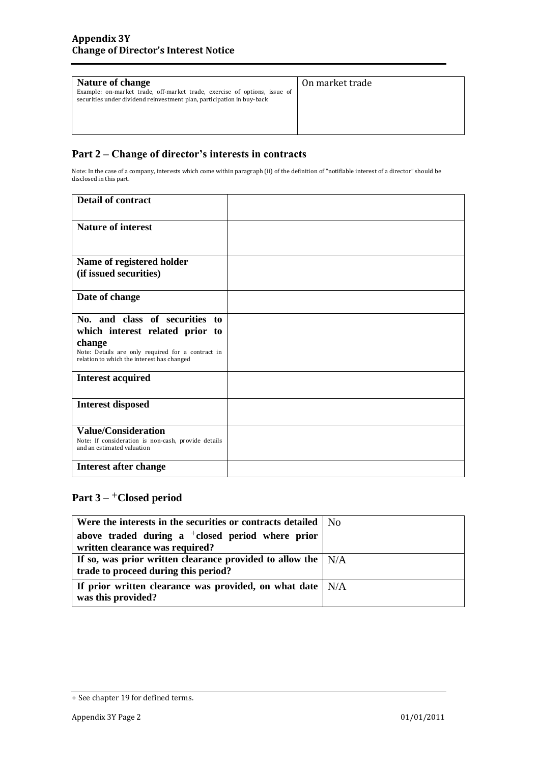| | |
|---|---|
| **Nature of change**<br>Example: on-market trade, off-market trade, exercise of options, issue of securities under dividend reinvestment plan, participation in buy-back | On market trade |

## Part 2 – Change of director's interests in contracts

Note: In the case of a company, interests which come within paragraph (ii) of the definition of "notifiable interest of a director" should be disclosed in this part.

| | |
|---|---|
| **Detail of contract** | |
| **Nature of interest** | |
| **Name of registered holder (if issued securities)** | |
| **Date of change** | |
| **No. and class of securities to which interest related prior to change**<br>Note: Details are only required for a contract in relation to which the interest has changed | |
| **Interest acquired** | |
| **Interest disposed** | |
| **Value/Consideration**<br>Note: If consideration is non-cash, provide details and an estimated valuation | |
| **Interest after change** | |

## Part 3 – +Closed period

| | |
|---|---|
| **Were the interests in the securities or contracts detailed above traded during a +closed period where prior written clearance was required?** | No |
| **If so, was prior written clearance provided to allow the trade to proceed during this period?** | N/A |
| **If prior written clearance was provided, on what date was this provided?** | N/A |

+ See chapter 19 for defined terms.